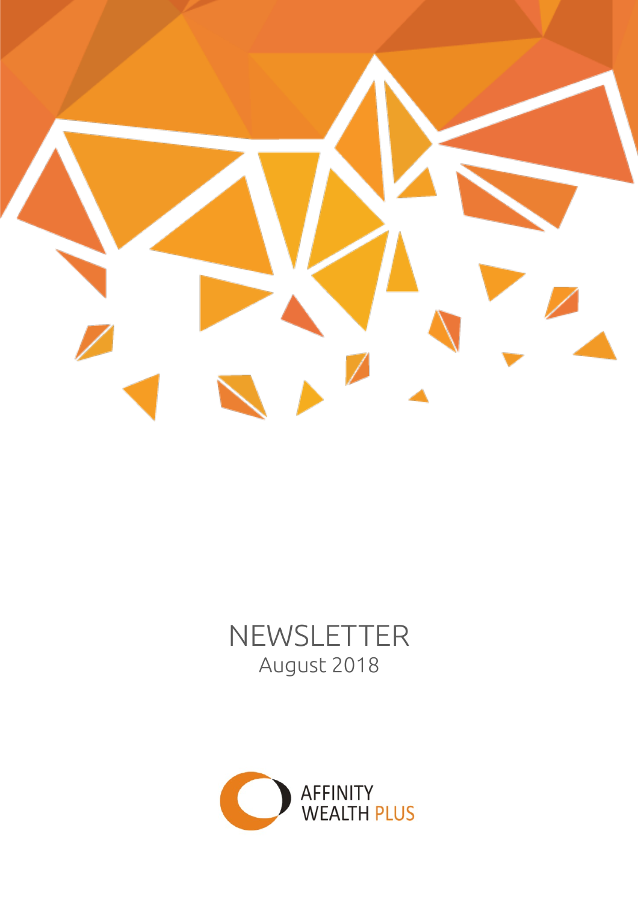# NEWSLETTER

August 2018

AFFINITY WEALTH PLUS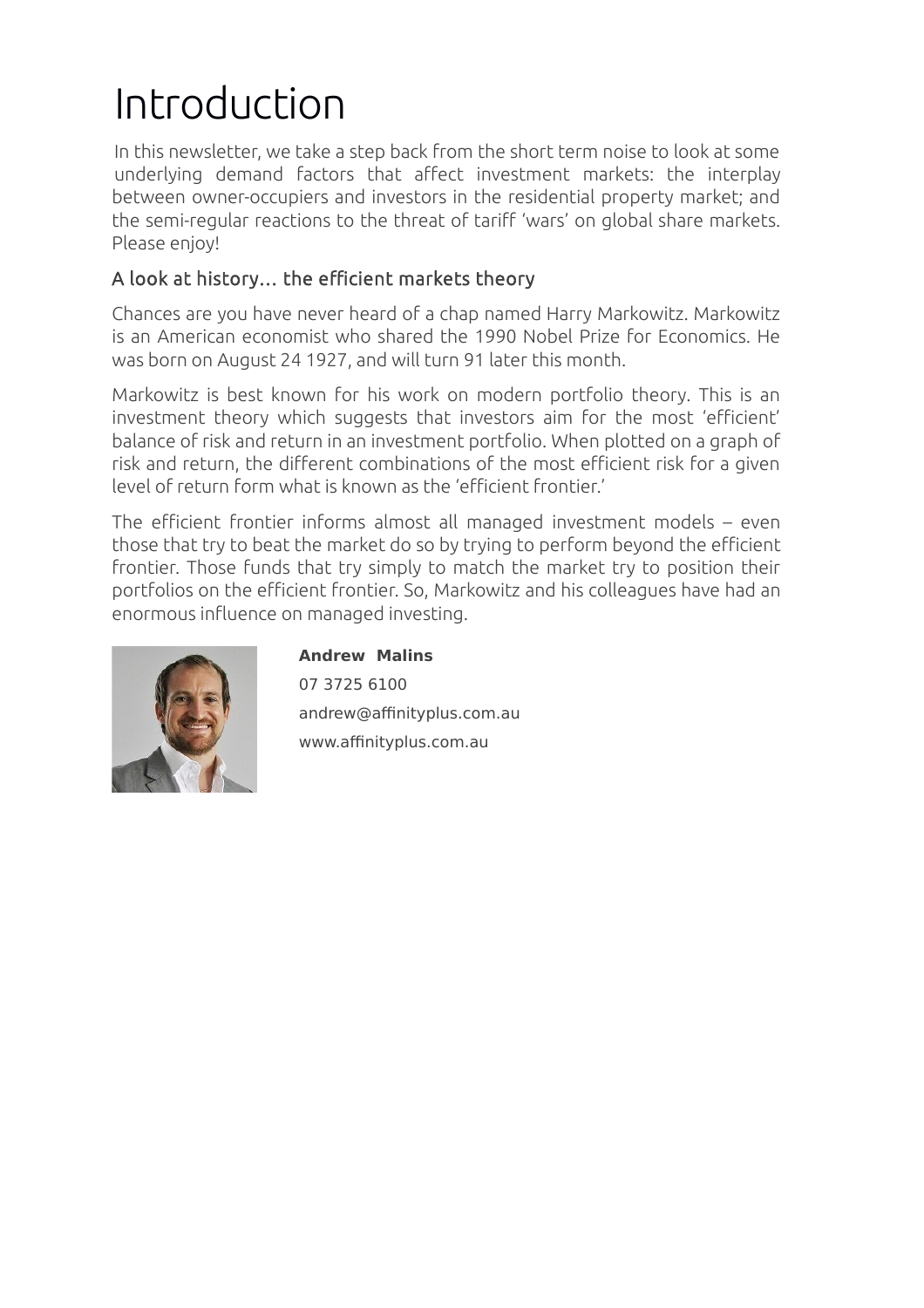# Introduction

In this newsletter, we take a step back from the short term noise to look at some underlying demand factors that affect investment markets: the interplay between owner-occupiers and investors in the residential property market; and the semi-regular reactions to the threat of tariff 'wars' on global share markets. Please enjoy!

## A look at history… the efficient markets theory

Chances are you have never heard of a chap named Harry Markowitz. Markowitz is an American economist who shared the 1990 Nobel Prize for Economics. He was born on August 24 1927, and will turn 91 later this month.

Markowitz is best known for his work on modern portfolio theory. This is an investment theory which suggests that investors aim for the most 'efficient' balance of risk and return in an investment portfolio. When plotted on a graph of risk and return, the different combinations of the most efficient risk for a given level of return form what is known as the 'efficient frontier.'

The efficient frontier informs almost all managed investment models – even those that try to beat the market do so by trying to perform beyond the efficient frontier. Those funds that try simply to match the market try to position their portfolios on the efficient frontier. So, Markowitz and his colleagues have had an enormous influence on managed investing.

**Andrew Malins**

07 3725 6100

andrew@affinityplus.com.au

www.affinityplus.com.au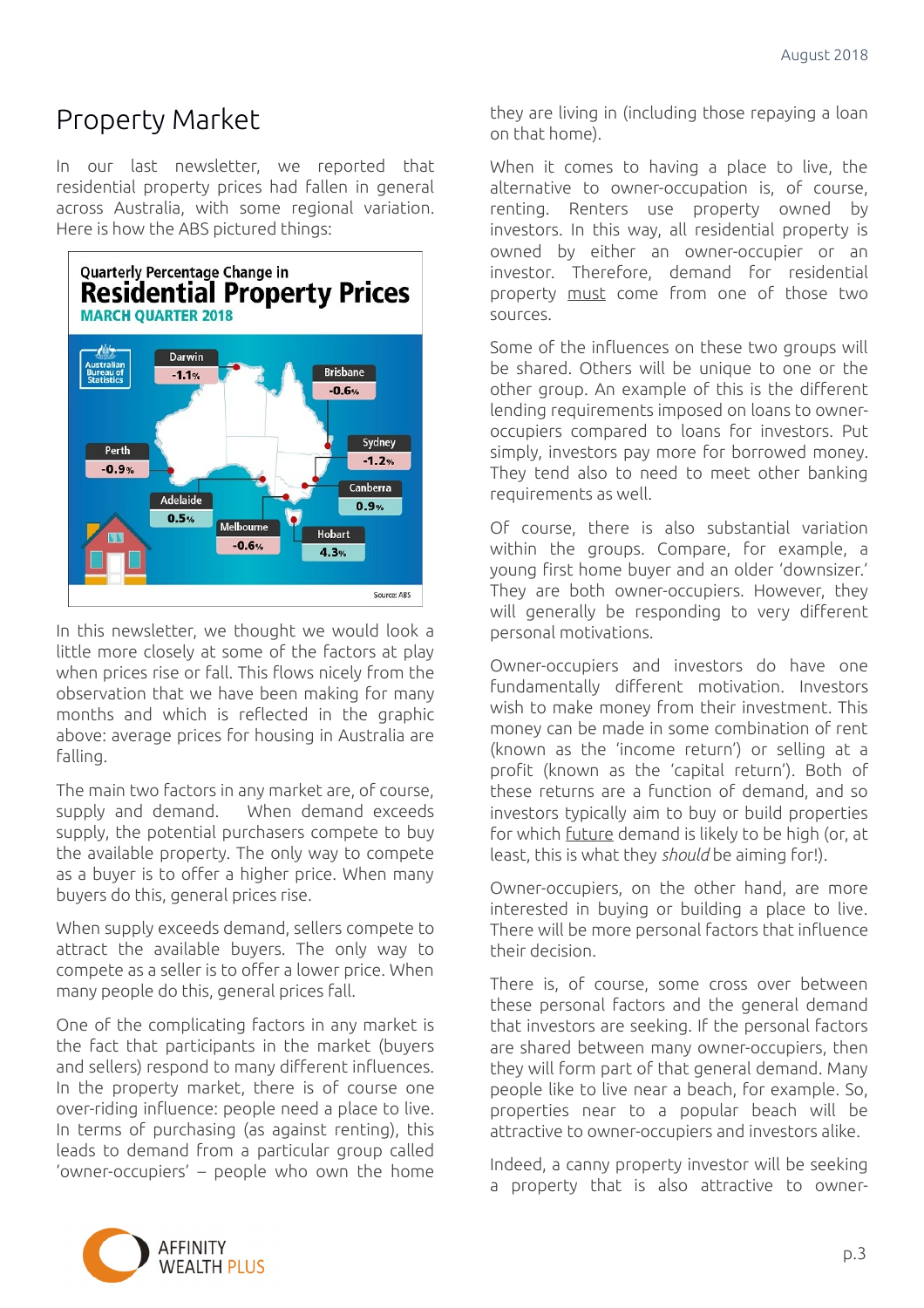# Property Market

In our last newsletter, we reported that residential property prices had fallen in general across Australia, with some regional variation. Here is how the ABS pictured things:

**Quarterly Percentage Change in**
**Residential Property Prices**
**MARCH QUARTER 2018**

| City | Change |
|---|---|
| Darwin | -1.1% |
| Brisbane | -0.6% |
| Sydney | -1.2% |
| Canberra | 0.9% |
| Perth | -0.9% |
| Adelaide | 0.5% |
| Melbourne | -0.6% |
| Hobart | 4.3% |

Source: ABS

In this newsletter, we thought we would look a little more closely at some of the factors at play when prices rise or fall. This flows nicely from the observation that we have been making for many months and which is reflected in the graphic above: average prices for housing in Australia are falling.

The main two factors in any market are, of course, supply and demand. When demand exceeds supply, the potential purchasers compete to buy the available property. The only way to compete as a buyer is to offer a higher price. When many buyers do this, general prices rise.

When supply exceeds demand, sellers compete to attract the available buyers. The only way to compete as a seller is to offer a lower price. When many people do this, general prices fall.

One of the complicating factors in any market is the fact that participants in the market (buyers and sellers) respond to many different influences. In the property market, there is of course one over-riding influence: people need a place to live. In terms of purchasing (as against renting), this leads to demand from a particular group called 'owner-occupiers' – people who own the home they are living in (including those repaying a loan on that home).

When it comes to having a place to live, the alternative to owner-occupation is, of course, renting. Renters use property owned by investors. In this way, all residential property is owned by either an owner-occupier or an investor. Therefore, demand for residential property <u>must</u> come from one of those two sources.

Some of the influences on these two groups will be shared. Others will be unique to one or the other group. An example of this is the different lending requirements imposed on loans to owner-occupiers compared to loans for investors. Put simply, investors pay more for borrowed money. They tend also to need to meet other banking requirements as well.

Of course, there is also substantial variation within the groups. Compare, for example, a young first home buyer and an older 'downsizer.' They are both owner-occupiers. However, they will generally be responding to very different personal motivations.

Owner-occupiers and investors do have one fundamentally different motivation. Investors wish to make money from their investment. This money can be made in some combination of rent (known as the 'income return') or selling at a profit (known as the 'capital return'). Both of these returns are a function of demand, and so investors typically aim to buy or build properties for which <u>future</u> demand is likely to be high (or, at least, this is what they *should* be aiming for!).

Owner-occupiers, on the other hand, are more interested in buying or building a place to live. There will be more personal factors that influence their decision.

There is, of course, some cross over between these personal factors and the general demand that investors are seeking. If the personal factors are shared between many owner-occupiers, then they will form part of that general demand. Many people like to live near a beach, for example. So, properties near to a popular beach will be attractive to owner-occupiers and investors alike.

Indeed, a canny property investor will be seeking a property that is also attractive to owner-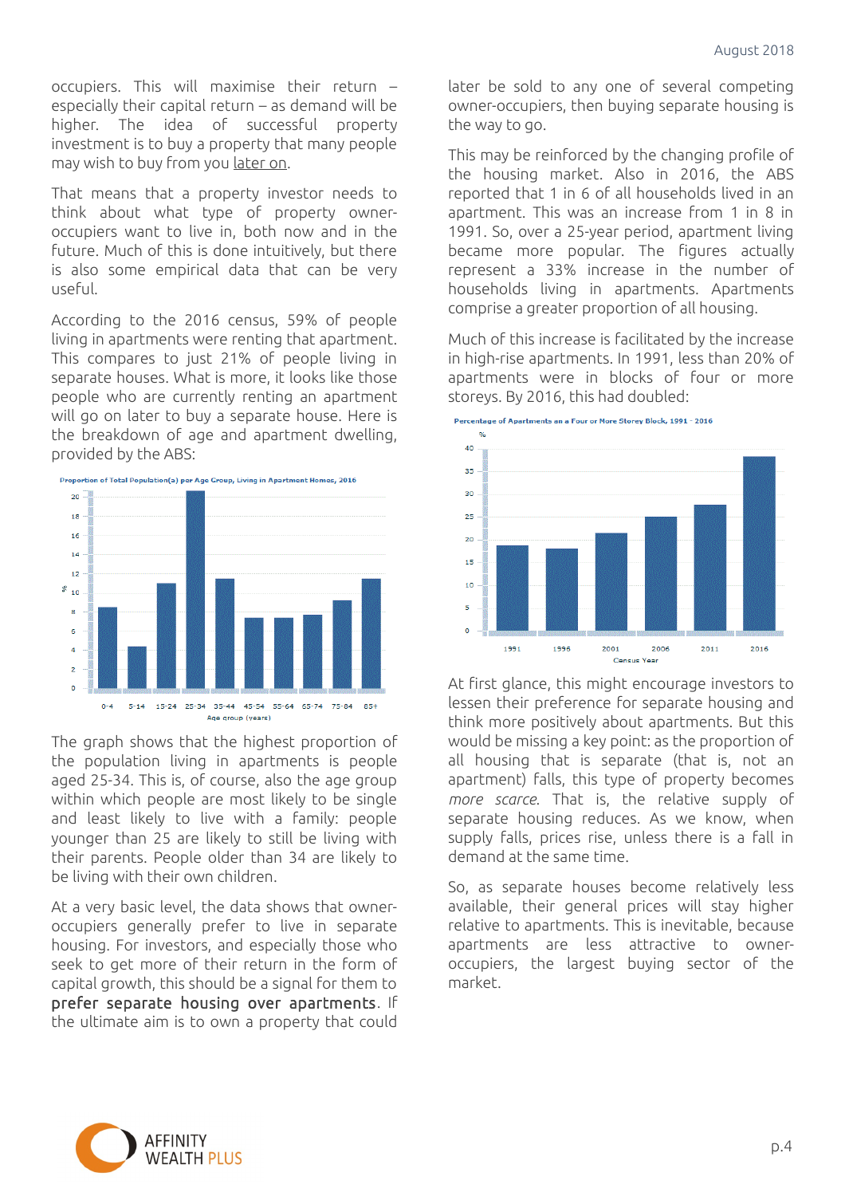occupiers. This will maximise their return – especially their capital return – as demand will be higher. The idea of successful property investment is to buy a property that many people may wish to buy from you later on.

That means that a property investor needs to think about what type of property owner-occupiers want to live in, both now and in the future. Much of this is done intuitively, but there is also some empirical data that can be very useful.

According to the 2016 census, 59% of people living in apartments were renting that apartment. This compares to just 21% of people living in separate houses. What is more, it looks like those people who are currently renting an apartment will go on later to buy a separate house. Here is the breakdown of age and apartment dwelling, provided by the ABS:

Proportion of Total Population(a) per Age Group, Living in Apartment Homes, 2016

The graph shows that the highest proportion of the population living in apartments is people aged 25-34. This is, of course, also the age group within which people are most likely to be single and least likely to live with a family: people younger than 25 are likely to still be living with their parents. People older than 34 are likely to be living with their own children.

At a very basic level, the data shows that owner-occupiers generally prefer to live in separate housing. For investors, and especially those who seek to get more of their return in the form of capital growth, this should be a signal for them to **prefer separate housing over apartments**. If the ultimate aim is to own a property that could later be sold to any one of several competing owner-occupiers, then buying separate housing is the way to go.

This may be reinforced by the changing profile of the housing market. Also in 2016, the ABS reported that 1 in 6 of all households lived in an apartment. This was an increase from 1 in 8 in 1991. So, over a 25-year period, apartment living became more popular. The figures actually represent a 33% increase in the number of households living in apartments. Apartments comprise a greater proportion of all housing.

Much of this increase is facilitated by the increase in high-rise apartments. In 1991, less than 20% of apartments were in blocks of four or more storeys. By 2016, this had doubled:

Percentage of Apartments on a Four or More Storey Block, 1991 - 2016

At first glance, this might encourage investors to lessen their preference for separate housing and think more positively about apartments. But this would be missing a key point: as the proportion of all housing that is separate (that is, not an apartment) falls, this type of property becomes *more scarce*. That is, the relative supply of separate housing reduces. As we know, when supply falls, prices rise, unless there is a fall in demand at the same time.

So, as separate houses become relatively less available, their general prices will stay higher relative to apartments. This is inevitable, because apartments are less attractive to owner-occupiers, the largest buying sector of the market.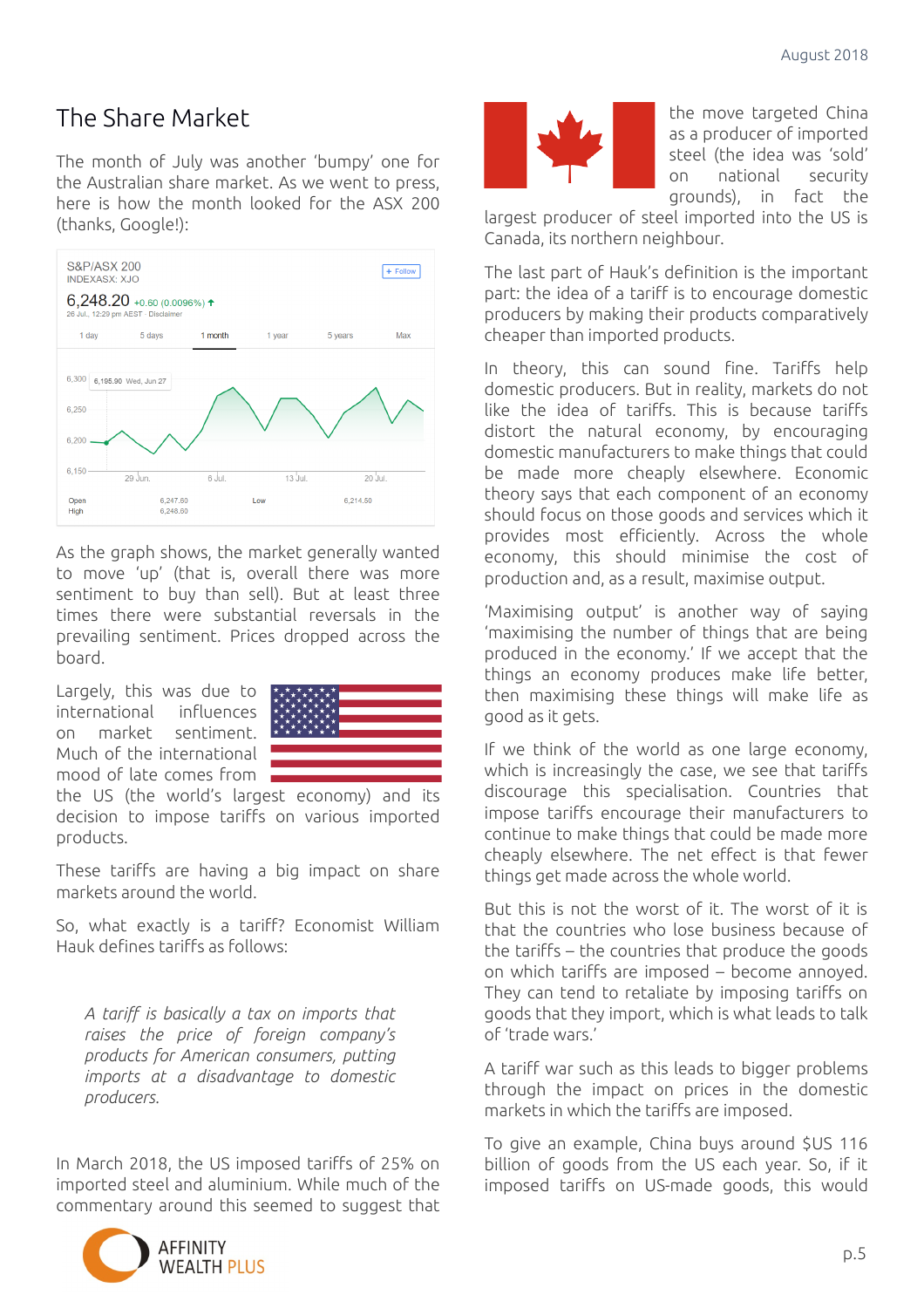## The Share Market

The month of July was another 'bumpy' one for the Australian share market. As we went to press, here is how the month looked for the ASX 200 (thanks, Google!):

As the graph shows, the market generally wanted to move 'up' (that is, overall there was more sentiment to buy than sell). But at least times there were substantial reversals in the prevailing sentiment. Prices dropped across the board.

Largely, this was due to international influences on market sentiment. Much of the international mood of late comes from the US (the world's largest economy) and its decision to impose tariffs on various imported products.

These tariffs are having a big impact on share markets around the world.

So, what exactly is a tariff? Economist William Hauk defines tariffs as follows:

> *A tariff is basically a tax on imports that raises the price of foreign company's products for American consumers, putting imports at a disadvantage to domestic producers.*

In March 2018, the US imposed tariffs of 25% on imported steel and aluminium. While much of the commentary around this seemed to suggest that the move targeted China as a producer of imported steel (the idea was 'sold' on national security grounds), in fact the largest producer of steel imported into the US is Canada, its northern neighbour.

The last part of Hauk's definition is the important part: the idea of a tariff is to encourage domestic producers by making their products comparatively cheaper than imported products.

In theory, this can sound fine. Tariffs help domestic producers. But in reality, markets do not like the idea of tariffs. This is because tariffs distort the natural economy, by encouraging domestic manufacturers to make things that could be made more cheaply elsewhere. Economic theory says that each component of an economy should focus on those goods and services which it provides most efficiently. Across the whole economy, this should minimise the cost of production and, as a result, maximise output.

'Maximising output' is another way of saying 'maximising the number of things that are being produced in the economy.' If we accept that the things an economy produces make life better, then maximising these things will make life as good as it gets.

If we think of the world as one large economy, which is increasingly the case, we see that tariffs discourage this specialisation. Countries that impose tariffs encourage their manufacturers to continue to make things that could be made more cheaply elsewhere. The net effect is that fewer things get made across the whole world.

But this is not the worst of it. The worst of it is that the countries who lose business because of the tariffs – the countries that produce the goods on which tariffs are imposed – become annoyed. They can tend to retaliate by imposing tariffs on goods that they import, which is what leads to talk of 'trade wars.'

A tariff war such as this leads to bigger problems through the impact on prices in the domestic markets in which the tariffs are imposed.

To give an example, China buys around $US 116 billion of goods from the US each year. So, if it imposed tariffs on US-made goods, this would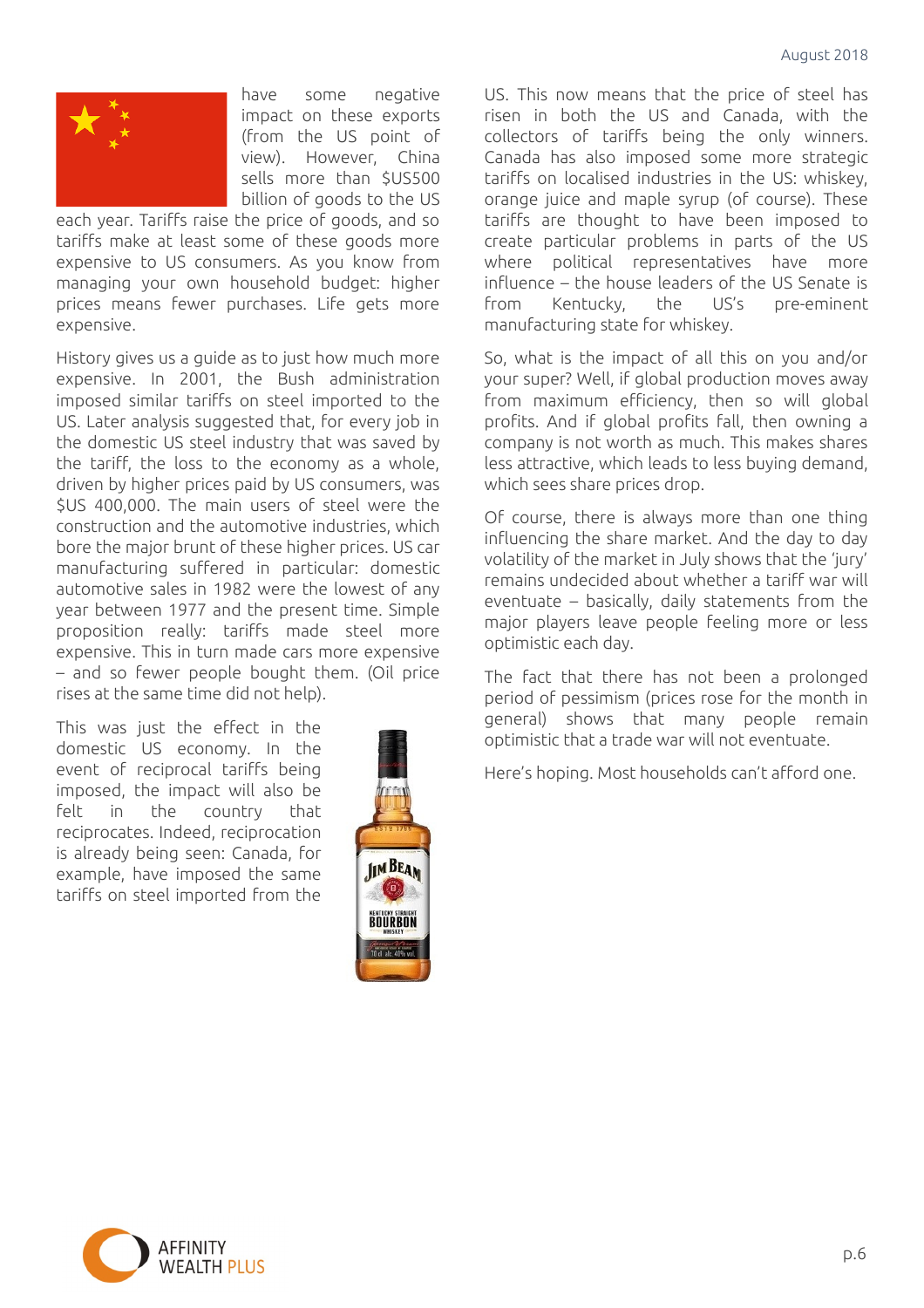have some negative impact on these exports (from the US point of view). However, China sells more than $US500 billion of goods to the US each year. Tariffs raise the price of goods, and so tariffs make at least some of these goods more expensive to US consumers. As you know from managing your own household budget: higher prices means fewer purchases. Life gets more expensive.

History gives us a guide as to just how much more expensive. In 2001, the Bush administration imposed similar tariffs on steel imported to the US. Later analysis suggested that, for every job in the domestic US steel industry that was saved by the tariff, the loss to the economy as a whole, driven by higher prices paid by US consumers, was $US 400,000. The main users of steel were the construction and the automotive industries, which bore the major brunt of these higher prices. US car manufacturing suffered in particular: domestic automotive sales in 1982 were the lowest of any year between 1977 and the present time. Simple proposition really: tariffs made steel more expensive. This in turn made cars more expensive – and so fewer people bought them. (Oil price rises at the same time did not help).

This was just the effect in the domestic US economy. In the event of reciprocal tariffs being imposed, the impact will also be felt in the country that reciprocates. Indeed, reciprocation is already being seen: Canada, for example, have imposed the same tariffs on steel imported from the US. This now means that the price of steel has risen in both the US and Canada, with the collectors of tariffs being the only winners. Canada has also imposed some more strategic tariffs on localised industries in the US: whiskey, orange juice and maple syrup (of course). These tariffs are thought to have been imposed to create particular problems in parts of the US where political representatives have more influence – the house leaders of the US Senate is from Kentucky, the US's pre-eminent manufacturing state for whiskey.

So, what is the impact of all this on you and/or your super? Well, if global production moves away from maximum efficiency, then so will global profits. And if global profits fall, then owning a company is not worth as much. This makes shares less attractive, which leads to less buying demand, which sees share prices drop.

Of course, there is always more than one thing influencing the share market. And the day to day volatility of the market in July shows that the 'jury' remains undecided about whether a tariff war will eventuate – basically, daily statements from the major players leave people feeling more or less optimistic each day.

The fact that there has not been a prolonged period of pessimism (prices rose for the month in general) shows that many people remain optimistic that a trade war will not eventuate.

Here's hoping. Most households can't afford one.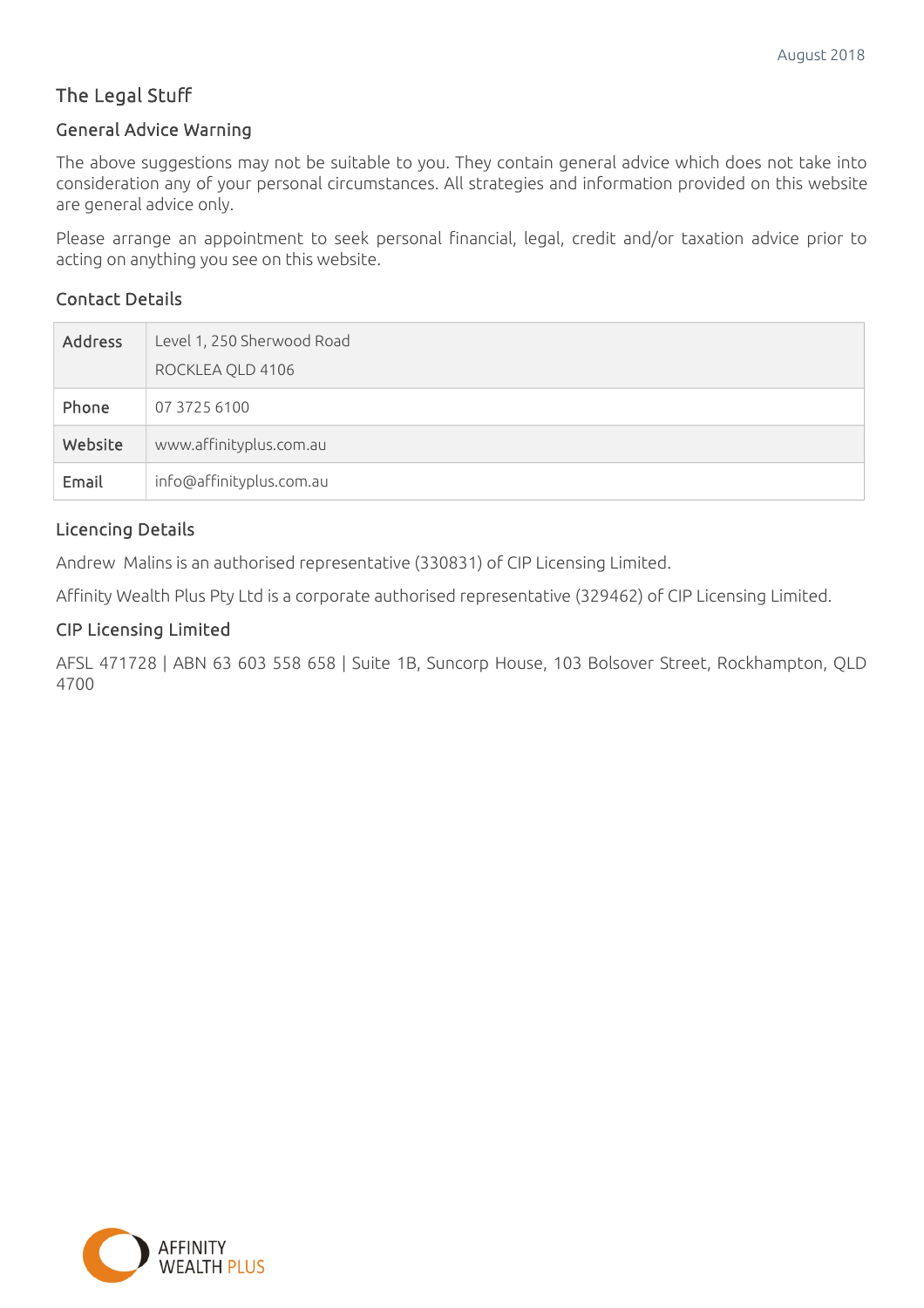August 2018

# The Legal Stuff

## General Advice Warning

The above suggestions may not be suitable to you. They contain general advice which does not take into consideration any of your personal circumstances. All strategies and information provided on this website are general advice only.

Please arrange an appointment to seek personal financial, legal, credit and/or taxation advice prior to acting on anything you see on this website.

## Contact Details

| | |
|---|---|
| **Address** | Level 1, 250 Sherwood Road<br>ROCKLEA QLD 4106 |
| **Phone** | 07 3725 6100 |
| **Website** | www.affinityplus.com.au |
| **Email** | info@affinityplus.com.au |

## Licencing Details

Andrew Malins is an authorised representative (330831) of CIP Licensing Limited.

Affinity Wealth Plus Pty Ltd is a corporate authorised representative (329462) of CIP Licensing Limited.

## CIP Licensing Limited

AFSL 471728 | ABN 63 603 558 658 | Suite 1B, Suncorp House, 103 Bolsover Street, Rockhampton, QLD 4700

AFFINITY WEALTH PLUS